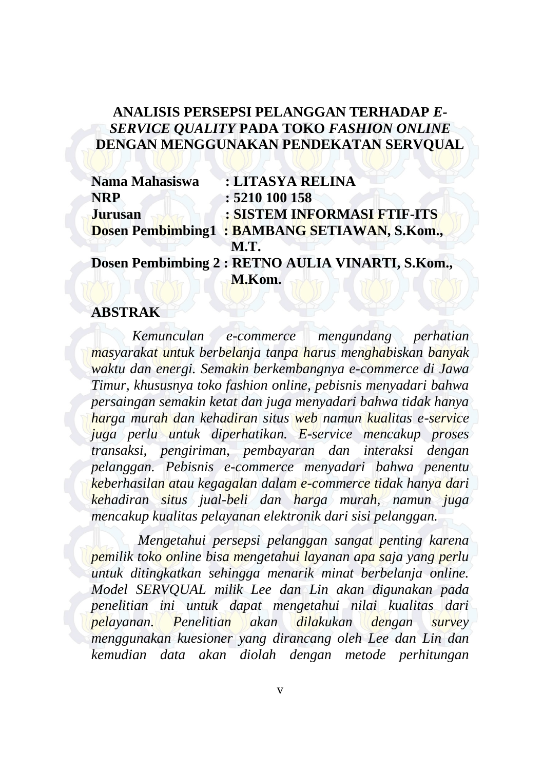# ANALISIS PERSEPSI PELANGGAN TERHADAP *E-SERVICE QUALITY* PADA TOKO *FASHION ONLINE* DENGAN MENGGUNAKAN PENDEKATAN SERVQUAL

**Nama Mahasiswa** : **LITASYA RELINA**
**NRP** : **5210 100 158**
**Jurusan** : **SISTEM INFORMASI FTIF-ITS**
**Dosen Pembimbing1** : **BAMBANG SETIAWAN, S.Kom., M.T.**
**Dosen Pembimbing 2** : **RETNO AULIA VINARTI, S.Kom., M.Kom.**

## ABSTRAK

*Kemunculan e-commerce mengundang perhatian masyarakat untuk berbelanja tanpa harus menghabiskan banyak waktu dan energi. Semakin berkembangnya e-commerce di Jawa Timur, khususnya toko fashion online, pebisnis menyadari bahwa persaingan semakin ketat dan juga menyadari bahwa tidak hanya harga murah dan kehadiran situs web namun kualitas e-service juga perlu untuk diperhatikan. E-service mencakup proses transaksi, pengiriman, pembayaran dan interaksi dengan pelanggan. Pebisnis e-commerce menyadari bahwa penentu keberhasilan atau kegagalan dalam e-commerce tidak hanya dari kehadiran situs jual-beli dan harga murah, namun juga mencakup kualitas pelayanan elektronik dari sisi pelanggan.*

*Mengetahui persepsi pelanggan sangat penting karena pemilik toko online bisa mengetahui layanan apa saja yang perlu untuk ditingkatkan sehingga menarik minat berbelanja online. Model SERVQUAL milik Lee dan Lin akan digunakan pada penelitian ini untuk dapat mengetahui nilai kualitas dari pelayanan. Penelitian akan dilakukan dengan survey menggunakan kuesioner yang dirancang oleh Lee dan Lin dan kemudian data akan diolah dengan metode perhitungan*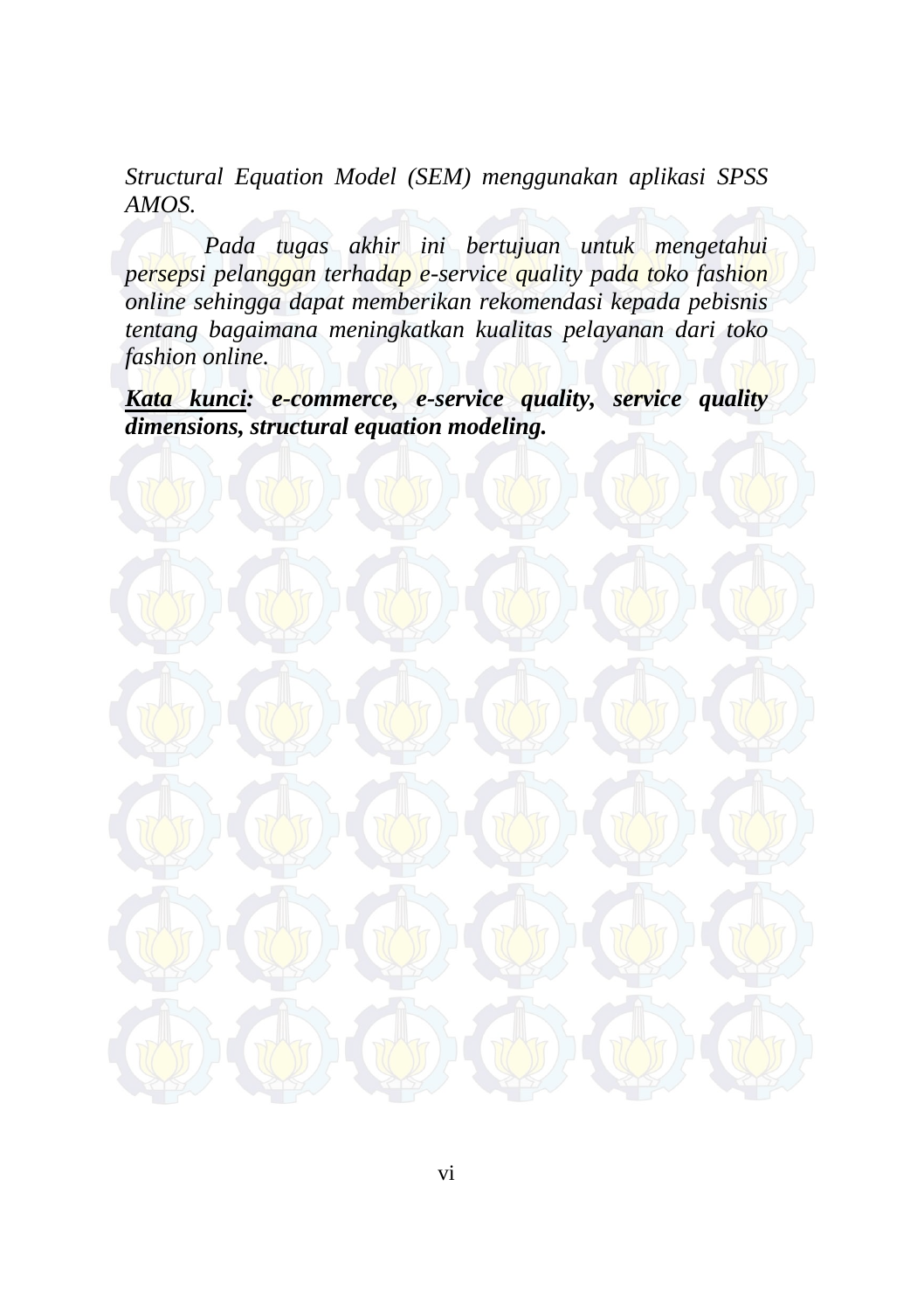*Structural Equation Model (SEM) menggunakan aplikasi SPSS AMOS.*

*Pada tugas akhir ini bertujuan untuk mengetahui persepsi pelanggan terhadap e-service quality pada toko fashion online sehingga dapat memberikan rekomendasi kepada pebisnis tentang bagaimana meningkatkan kualitas pelayanan dari toko fashion online.*

***Kata kunci:** **e-commerce, e-service quality, service quality dimensions, structural equation modeling.***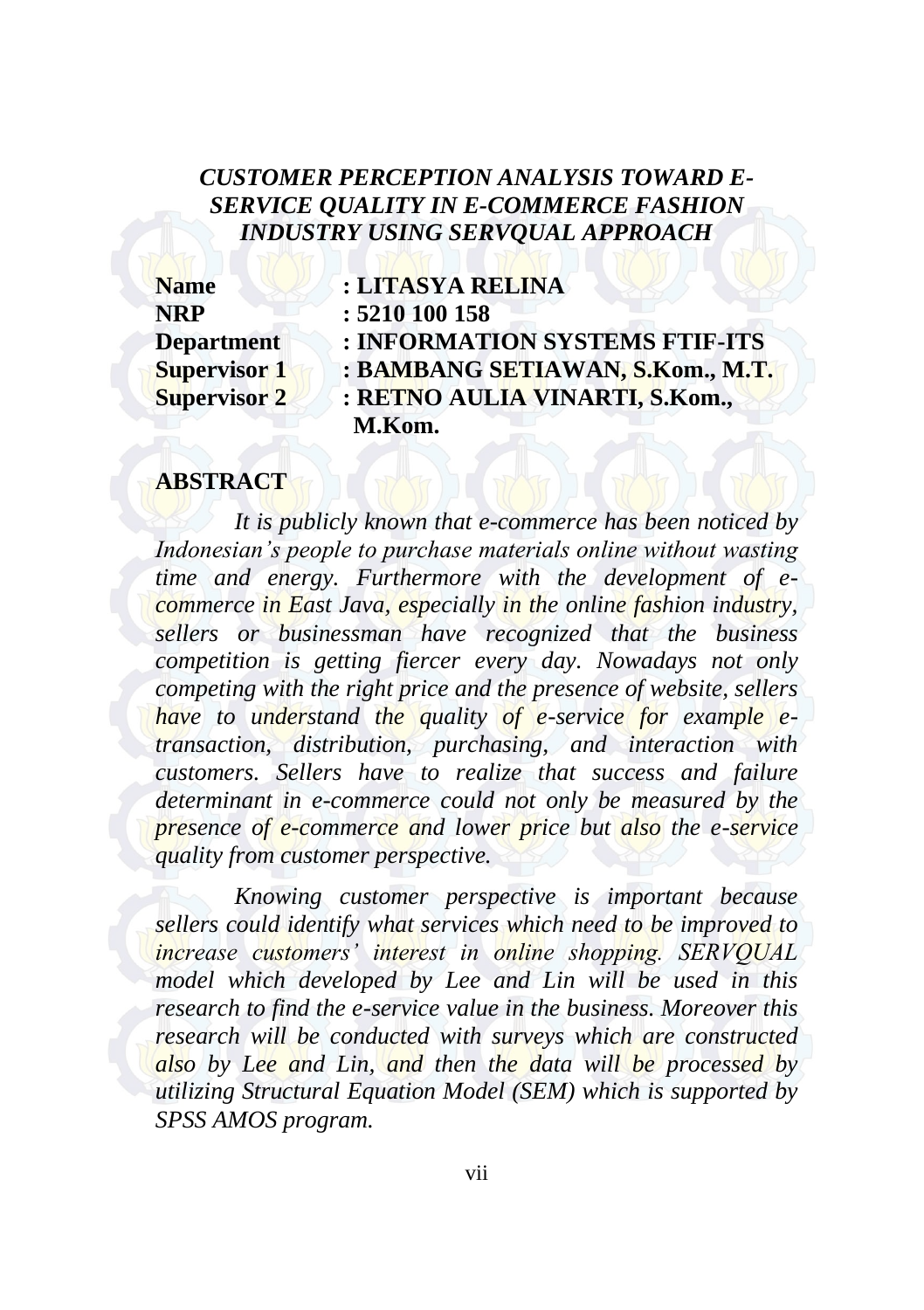***CUSTOMER PERCEPTION ANALYSIS TOWARD E-SERVICE QUALITY IN E-COMMERCE FASHION INDUSTRY USING SERVQUAL APPROACH***

| | |
|---|---|
| **Name** | **: LITASYA RELINA** |
| **NRP** | **: 5210 100 158** |
| **Department** | **: INFORMATION SYSTEMS FTIF-ITS** |
| **Supervisor 1** | **: BAMBANG SETIAWAN, S.Kom., M.T.** |
| **Supervisor 2** | **: RETNO AULIA VINARTI, S.Kom., M.Kom.** |

## ABSTRACT

*It is publicly known that e-commerce has been noticed by Indonesian's people to purchase materials online without wasting time and energy. Furthermore with the development of e-commerce in East Java, especially in the online fashion industry, sellers or businessman have recognized that the business competition is getting fiercer every day. Nowadays not only competing with the right price and the presence of website, sellers have to understand the quality of e-service for example e-transaction, distribution, purchasing, and interaction with customers. Sellers have to realize that success and failure determinant in e-commerce could not only be measured by the presence of e-commerce and lower price but also the e-service quality from customer perspective.*

*Knowing customer perspective is important because sellers could identify what services which need to be improved to increase customers' interest in online shopping. SERVQUAL model which developed by Lee and Lin will be used in this research to find the e-service value in the business. Moreover this research will be conducted with surveys which are constructed also by Lee and Lin, and then the data will be processed by utilizing Structural Equation Model (SEM) which is supported by SPSS AMOS program.*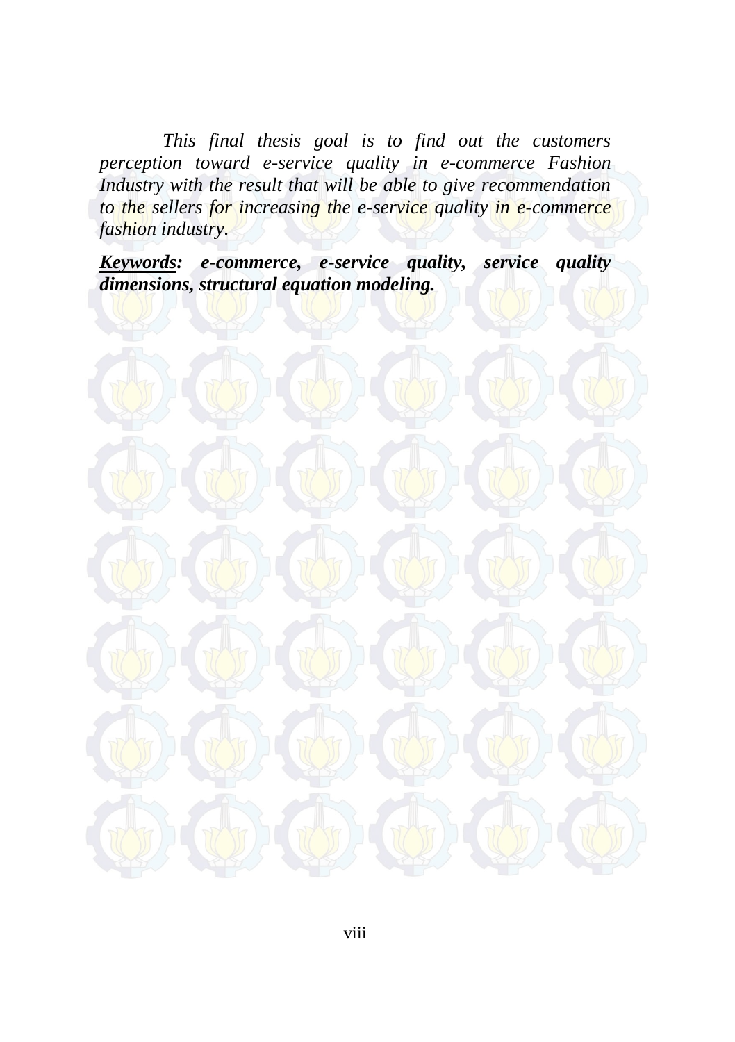*This final thesis goal is to find out the customers perception toward e-service quality in e-commerce Fashion Industry with the result that will be able to give recommendation to the sellers for increasing the e-service quality in e-commerce fashion industry.*

***Keywords:* e-commerce, e-service quality, service quality dimensions, structural equation modeling.**